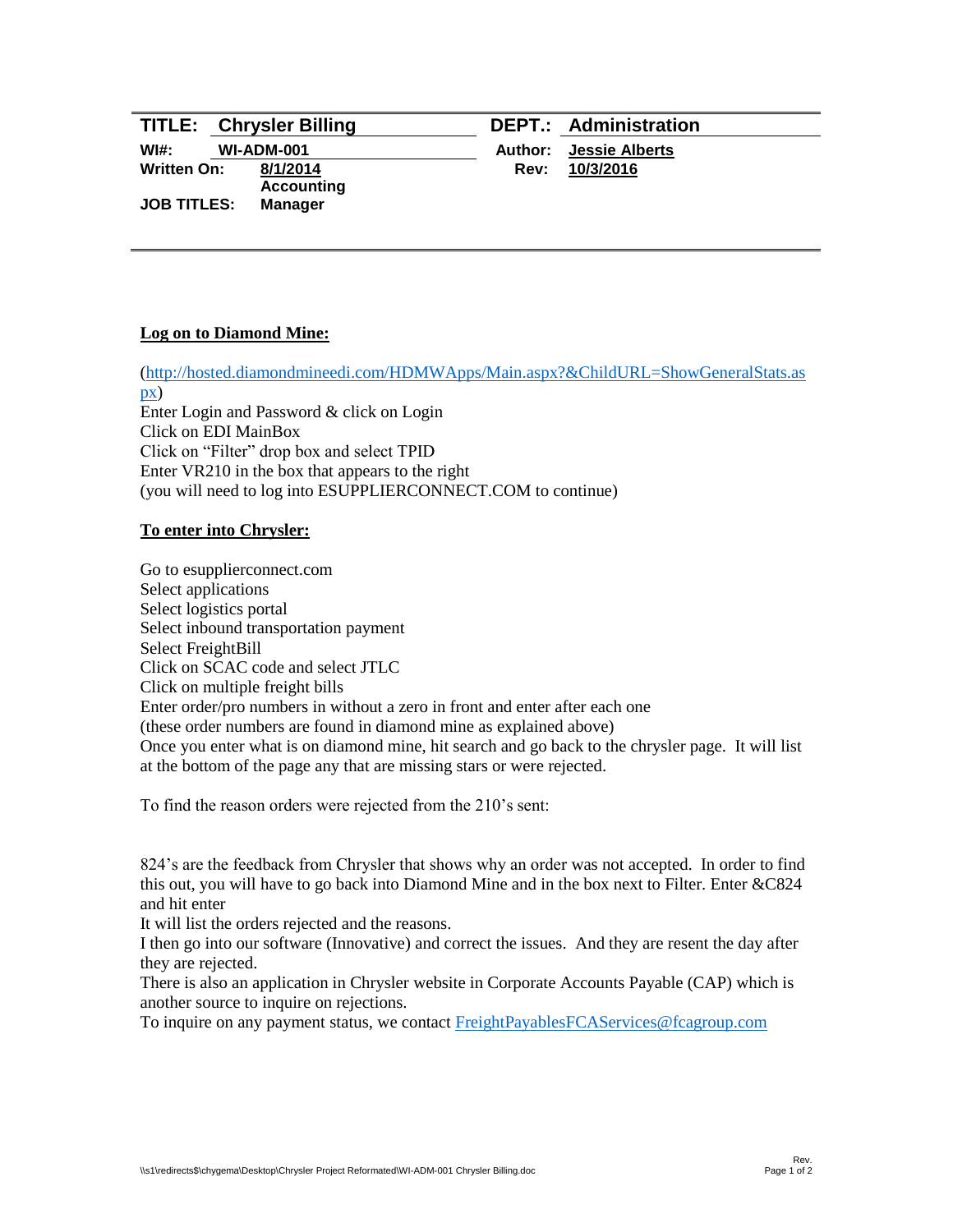| | | | |
|---|---|---|---|
| **TITLE:** | **Chrysler Billing** | **DEPT.:** | **Administration** |
| **WI#:** | **WI-ADM-001** | **Author:** | **Jessie Alberts** |
| **Written On:** | **8/1/2014** | **Rev:** | **10/3/2016** |
| **JOB TITLES:** | **Accounting Manager** | | |

**Log on to Diamond Mine:**

(http://hosted.diamondmineedi.com/HDMWApps/Main.aspx?&ChildURL=ShowGeneralStats.aspx)
Enter Login and Password & click on Login
Click on EDI MainBox
Click on "Filter" drop box and select TPID
Enter VR210 in the box that appears to the right
(you will need to log into ESUPPLIERCONNECT.COM to continue)

**To enter into Chrysler:**

Go to esupplierconnect.com
Select applications
Select logistics portal
Select inbound transportation payment
Select FreightBill
Click on SCAC code and select JTLC
Click on multiple freight bills
Enter order/pro numbers in without a zero in front and enter after each one
(these order numbers are found in diamond mine as explained above)
Once you enter what is on diamond mine, hit search and go back to the chrysler page. It will list at the bottom of the page any that are missing stars or were rejected.

To find the reason orders were rejected from the 210's sent:

824's are the feedback from Chrysler that shows why an order was not accepted. In order to find this out, you will have to go back into Diamond Mine and in the box next to Filter. Enter &C824 and hit enter
It will list the orders rejected and the reasons.
I then go into our software (Innovative) and correct the issues. And they are resent the day after they are rejected.
There is also an application in Chrysler website in Corporate Accounts Payable (CAP) which is another source to inquire on rejections.
To inquire on any payment status, we contact FreightPayablesFCAServices@fcagroup.com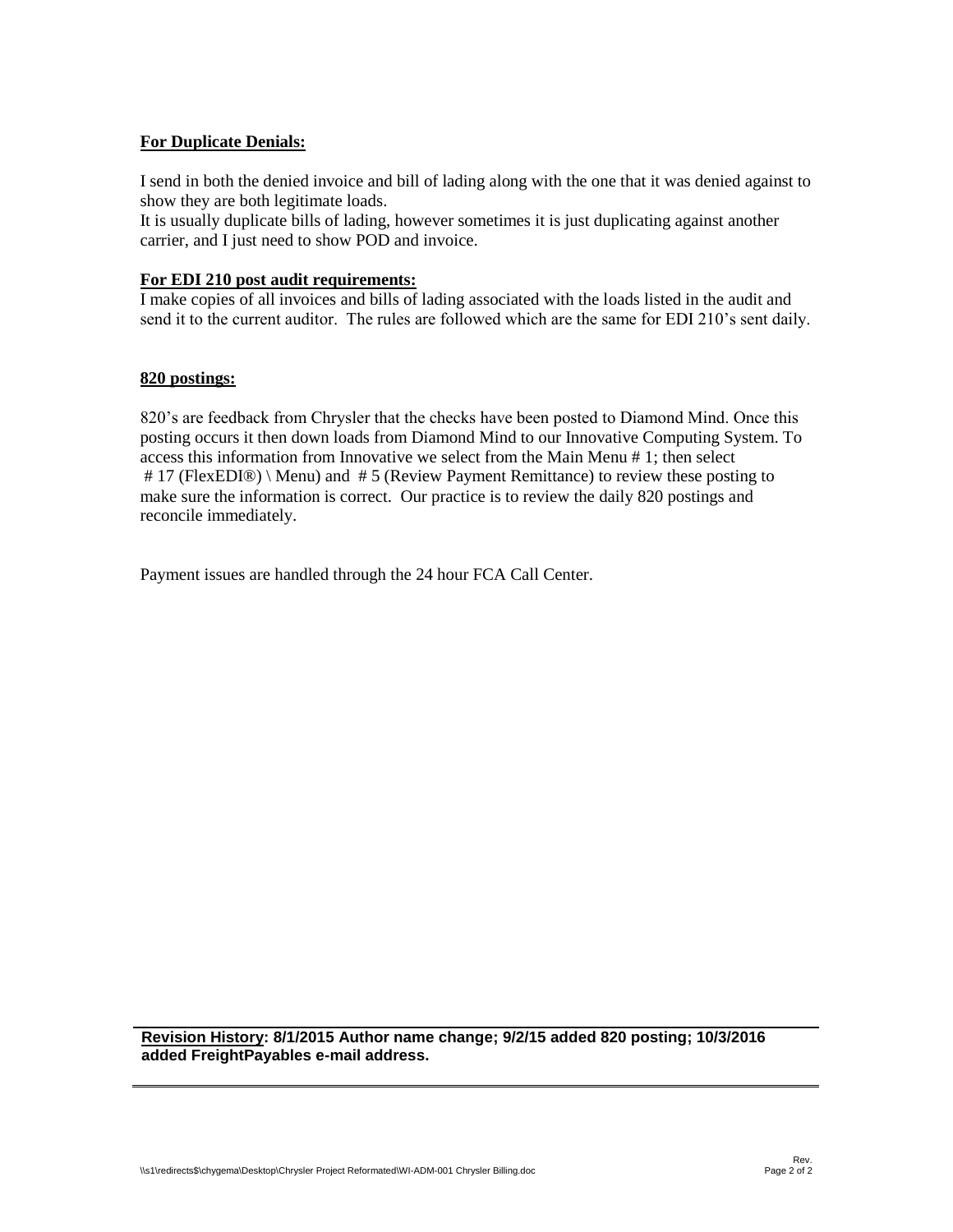**For Duplicate Denials:**

I send in both the denied invoice and bill of lading along with the one that it was denied against to show they are both legitimate loads.
It is usually duplicate bills of lading, however sometimes it is just duplicating against another carrier, and I just need to show POD and invoice.

**For EDI 210 post audit requirements:**
I make copies of all invoices and bills of lading associated with the loads listed in the audit and send it to the current auditor. The rules are followed which are the same for EDI 210's sent daily.

**820 postings:**

820's are feedback from Chrysler that the checks have been posted to Diamond Mind. Once this posting occurs it then down loads from Diamond Mind to our Innovative Computing System. To access this information from Innovative we select from the Main Menu # 1; then select # 17 (FlexEDI®) \ Menu) and # 5 (Review Payment Remittance) to review these posting to make sure the information is correct. Our practice is to review the daily 820 postings and reconcile immediately.

Payment issues are handled through the 24 hour FCA Call Center.

**Revision History: 8/1/2015 Author name change; 9/2/15 added 820 posting; 10/3/2016 added FreightPayables e-mail address.**

\\s1\redirects$\chygema\Desktop\Chrysler Project Reformated\WI-ADM-001 Chrysler Billing.doc

Rev.